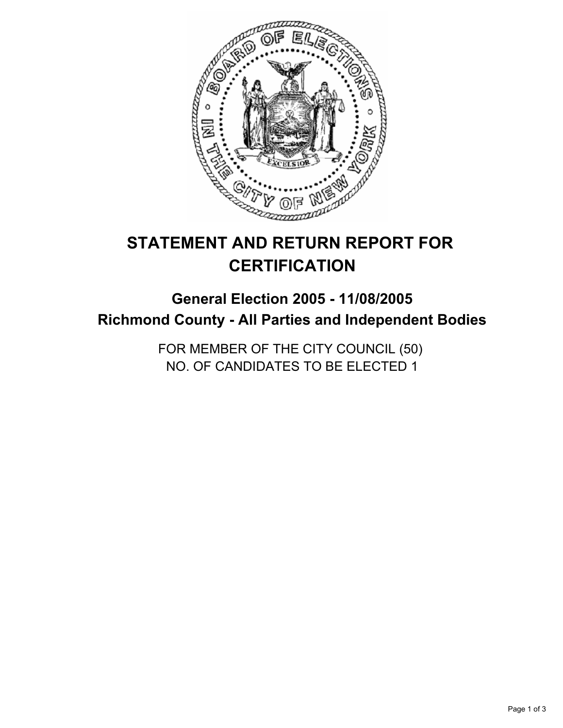# STATEMENT AND RETURN REPORT FOR CERTIFICATION

## General Election 2005 - 11/08/2005
## Richmond County - All Parties and Independent Bodies

FOR MEMBER OF THE CITY COUNCIL (50)
NO. OF CANDIDATES TO BE ELECTED 1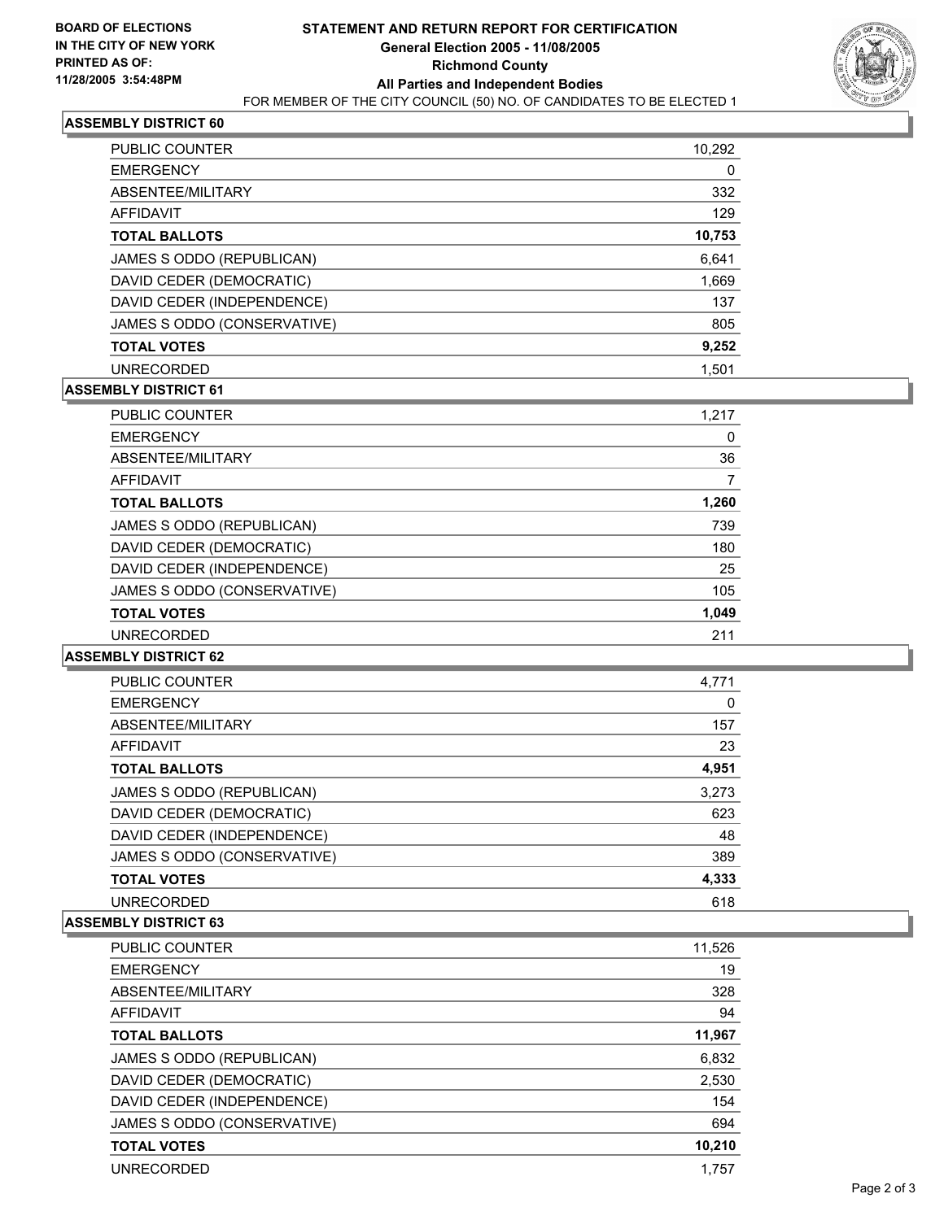BOARD OF ELECTIONS
IN THE CITY OF NEW YORK
PRINTED AS OF:
11/28/2005 3:54:48PM

# STATEMENT AND RETURN REPORT FOR CERTIFICATION

**General Election 2005 - 11/08/2005**
**Richmond County**
**All Parties and Independent Bodies**
FOR MEMBER OF THE CITY COUNCIL (50) NO. OF CANDIDATES TO BE ELECTED 1

## ASSEMBLY DISTRICT 60

| | |
|---|---|
| PUBLIC COUNTER | 10,292 |
| EMERGENCY | 0 |
| ABSENTEE/MILITARY | 332 |
| AFFIDAVIT | 129 |
| **TOTAL BALLOTS** | **10,753** |
| JAMES S ODDO (REPUBLICAN) | 6,641 |
| DAVID CEDER (DEMOCRATIC) | 1,669 |
| DAVID CEDER (INDEPENDENCE) | 137 |
| JAMES S ODDO (CONSERVATIVE) | 805 |
| **TOTAL VOTES** | **9,252** |
| UNRECORDED | 1,501 |

## ASSEMBLY DISTRICT 61

| | |
|---|---|
| PUBLIC COUNTER | 1,217 |
| EMERGENCY | 0 |
| ABSENTEE/MILITARY | 36 |
| AFFIDAVIT | 7 |
| **TOTAL BALLOTS** | **1,260** |
| JAMES S ODDO (REPUBLICAN) | 739 |
| DAVID CEDER (DEMOCRATIC) | 180 |
| DAVID CEDER (INDEPENDENCE) | 25 |
| JAMES S ODDO (CONSERVATIVE) | 105 |
| **TOTAL VOTES** | **1,049** |
| UNRECORDED | 211 |

## ASSEMBLY DISTRICT 62

| | |
|---|---|
| PUBLIC COUNTER | 4,771 |
| EMERGENCY | 0 |
| ABSENTEE/MILITARY | 157 |
| AFFIDAVIT | 23 |
| **TOTAL BALLOTS** | **4,951** |
| JAMES S ODDO (REPUBLICAN) | 3,273 |
| DAVID CEDER (DEMOCRATIC) | 623 |
| DAVID CEDER (INDEPENDENCE) | 48 |
| JAMES S ODDO (CONSERVATIVE) | 389 |
| **TOTAL VOTES** | **4,333** |
| UNRECORDED | 618 |

## ASSEMBLY DISTRICT 63

| | |
|---|---|
| PUBLIC COUNTER | 11,526 |
| EMERGENCY | 19 |
| ABSENTEE/MILITARY | 328 |
| AFFIDAVIT | 94 |
| **TOTAL BALLOTS** | **11,967** |
| JAMES S ODDO (REPUBLICAN) | 6,832 |
| DAVID CEDER (DEMOCRATIC) | 2,530 |
| DAVID CEDER (INDEPENDENCE) | 154 |
| JAMES S ODDO (CONSERVATIVE) | 694 |
| **TOTAL VOTES** | **10,210** |
| UNRECORDED | 1,757 |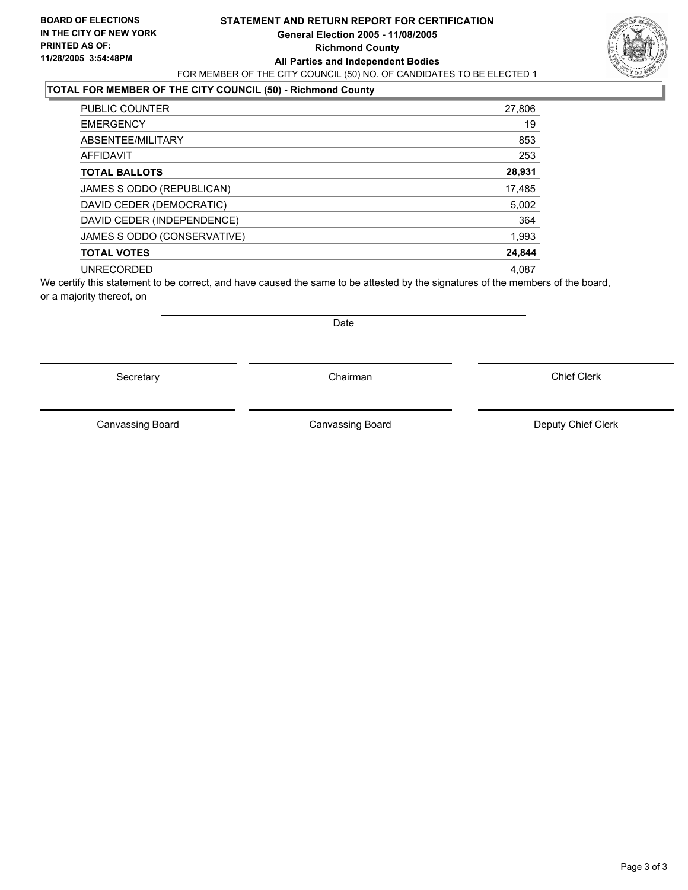**BOARD OF ELECTIONS IN THE CITY OF NEW YORK PRINTED AS OF: 11/28/2005 3:54:48PM**

# STATEMENT AND RETURN REPORT FOR CERTIFICATION

**General Election 2005 - 11/08/2005**

**Richmond County**

**All Parties and Independent Bodies**

FOR MEMBER OF THE CITY COUNCIL (50) NO. OF CANDIDATES TO BE ELECTED 1

## TOTAL FOR MEMBER OF THE CITY COUNCIL (50) - Richmond County

| | |
|---|---|
| PUBLIC COUNTER | 27,806 |
| EMERGENCY | 19 |
| ABSENTEE/MILITARY | 853 |
| AFFIDAVIT | 253 |
| **TOTAL BALLOTS** | **28,931** |
| JAMES S ODDO (REPUBLICAN) | 17,485 |
| DAVID CEDER (DEMOCRATIC) | 5,002 |
| DAVID CEDER (INDEPENDENCE) | 364 |
| JAMES S ODDO (CONSERVATIVE) | 1,993 |
| **TOTAL VOTES** | **24,844** |
| UNRECORDED | 4,087 |

We certify this statement to be correct, and have caused the same to be attested by the signatures of the members of the board, or a majority thereof, on

Date

Secretary | Chairman | Chief Clerk

Canvassing Board | Canvassing Board | Deputy Chief Clerk